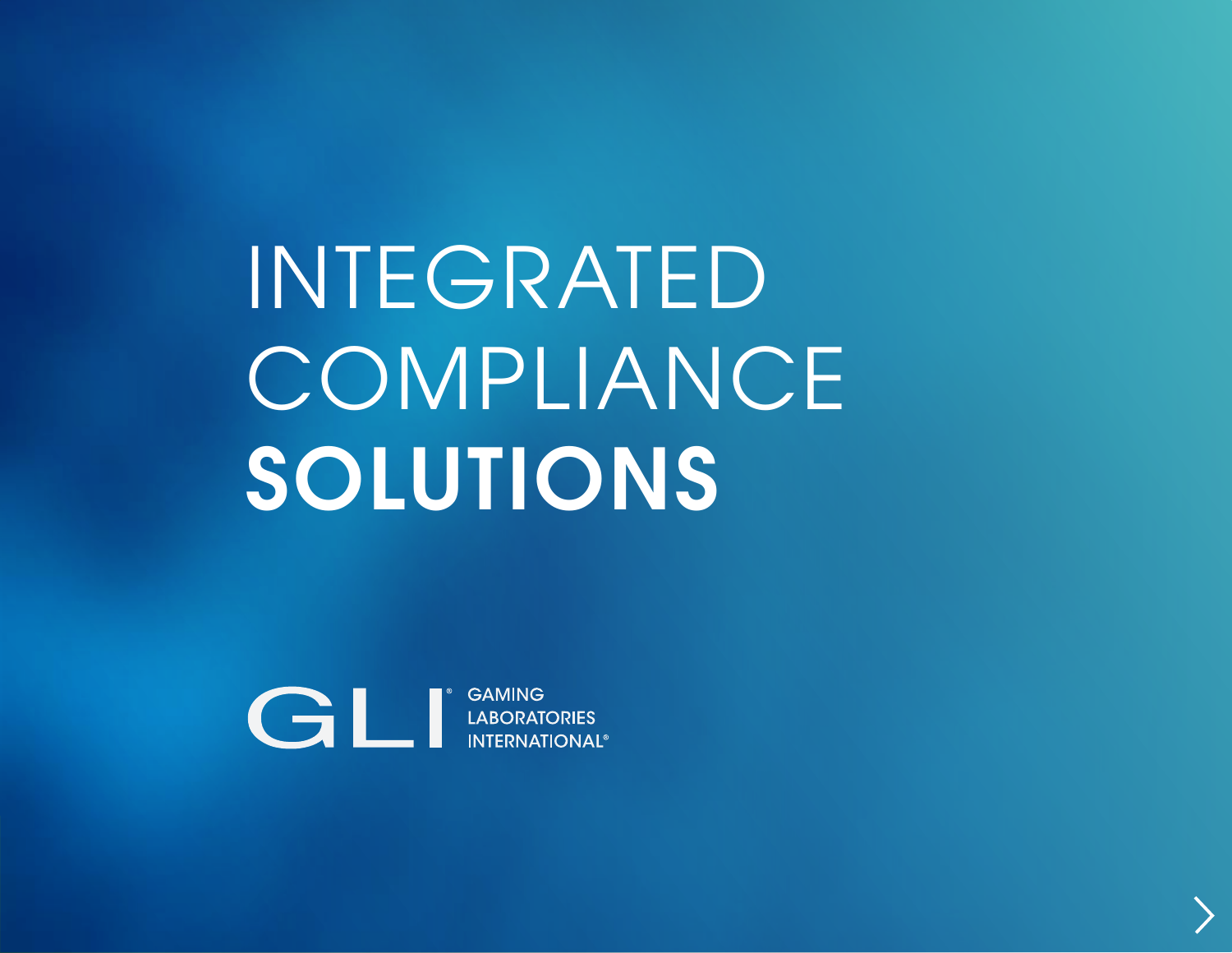# INTEGRATED COMPLIANCE **SOLUTIONS**

GLI® GAMING LABORATORIES INTERNATIONAL®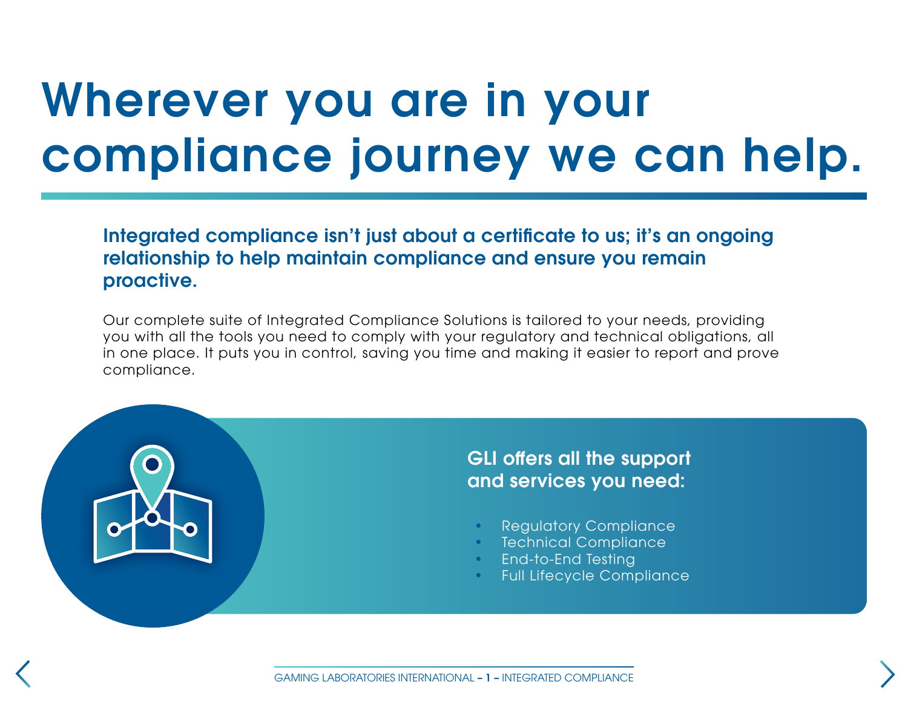# Wherever you are in your compliance journey we can help.

**Integrated compliance isn't just about a certificate to us; it's an ongoing relationship to help maintain compliance and ensure you remain proactive.**

Our complete suite of Integrated Compliance Solutions is tailored to your needs, providing you with all the tools you need to comply with your regulatory and technical obligations, all in one place. It puts you in control, saving you time and making it easier to report and prove compliance.

## GLI offers all the support and services you need:

- Regulatory Compliance
- Technical Compliance
- End-to-End Testing
- Full Lifecycle Compliance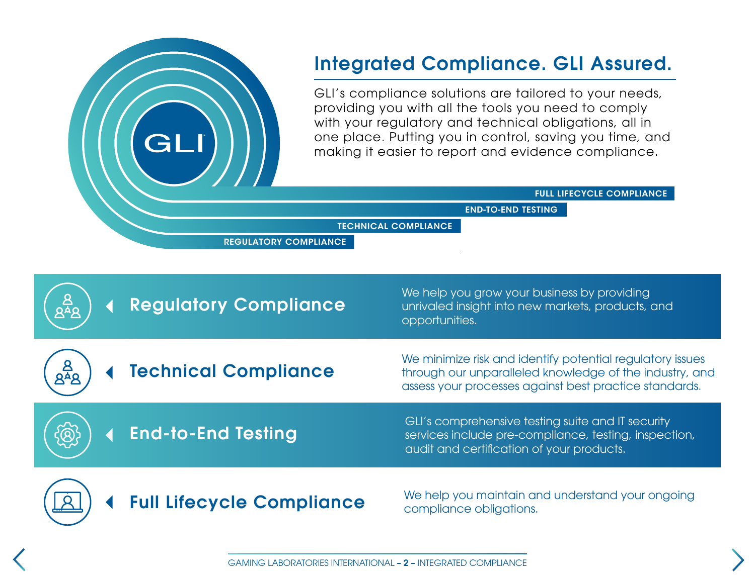## Integrated Compliance. GLI Assured.

GLI's compliance solutions are tailored to your needs, providing you with all the tools you need to comply with your regulatory and technical obligations, all in one place. Putting you in control, saving you time, and making it easier to report and evidence compliance.

- FULL LIFECYCLE COMPLIANCE
- END-TO-END TESTING
- TECHNICAL COMPLIANCE
- REGULATORY COMPLIANCE

### Regulatory Compliance

We help you grow your business by providing unrivaled insight into new markets, products, and opportunities.

### Technical Compliance

We minimize risk and identify potential regulatory issues through our unparalleled knowledge of the industry, and assess your processes against best practice standards.

### End-to-End Testing

GLI's comprehensive testing suite and IT security services include pre-compliance, testing, inspection, audit and certification of your products.

### Full Lifecycle Compliance

We help you maintain and understand your ongoing compliance obligations.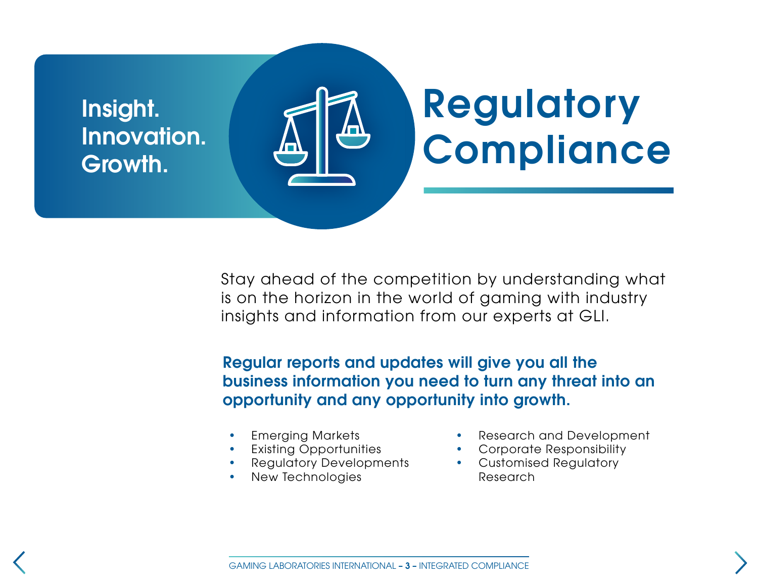Insight.
Innovation.
Growth.

# Regulatory Compliance

Stay ahead of the competition by understanding what is on the horizon in the world of gaming with industry insights and information from our experts at GLI.

**Regular reports and updates will give you all the business information you need to turn any threat into an opportunity and any opportunity into growth.**

- Emerging Markets
- Existing Opportunities
- Regulatory Developments
- New Technologies
- Research and Development
- Corporate Responsibility
- Customised Regulatory Research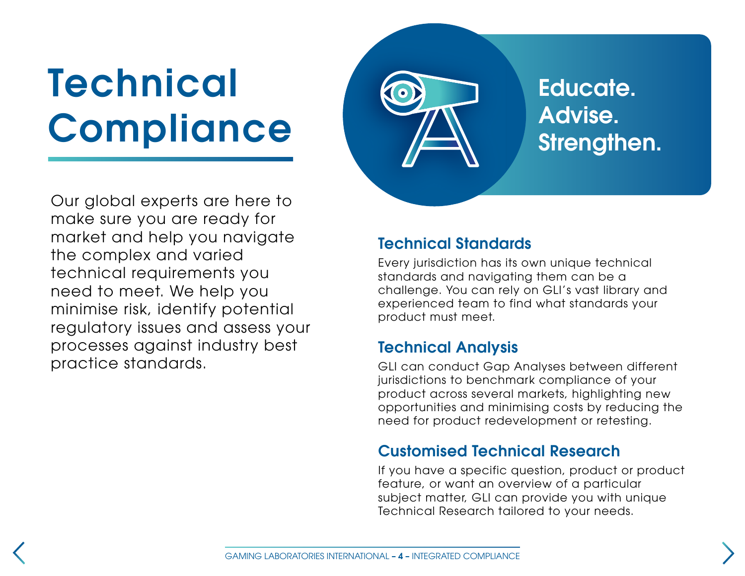# Technical Compliance

Our global experts are here to make sure you are ready for market and help you navigate the complex and varied technical requirements you need to meet. We help you minimise risk, identify potential regulatory issues and assess your processes against industry best practice standards.

**Educate. Advise. Strengthen.**

## Technical Standards

Every jurisdiction has its own unique technical standards and navigating them can be a challenge. You can rely on GLI's vast library and experienced team to find what standards your product must meet.

## Technical Analysis

GLI can conduct Gap Analyses between different jurisdictions to benchmark compliance of your product across several markets, highlighting new opportunities and minimising costs by reducing the need for product redevelopment or retesting.

## Customised Technical Research

If you have a specific question, product or product feature, or want an overview of a particular subject matter, GLI can provide you with unique Technical Research tailored to your needs.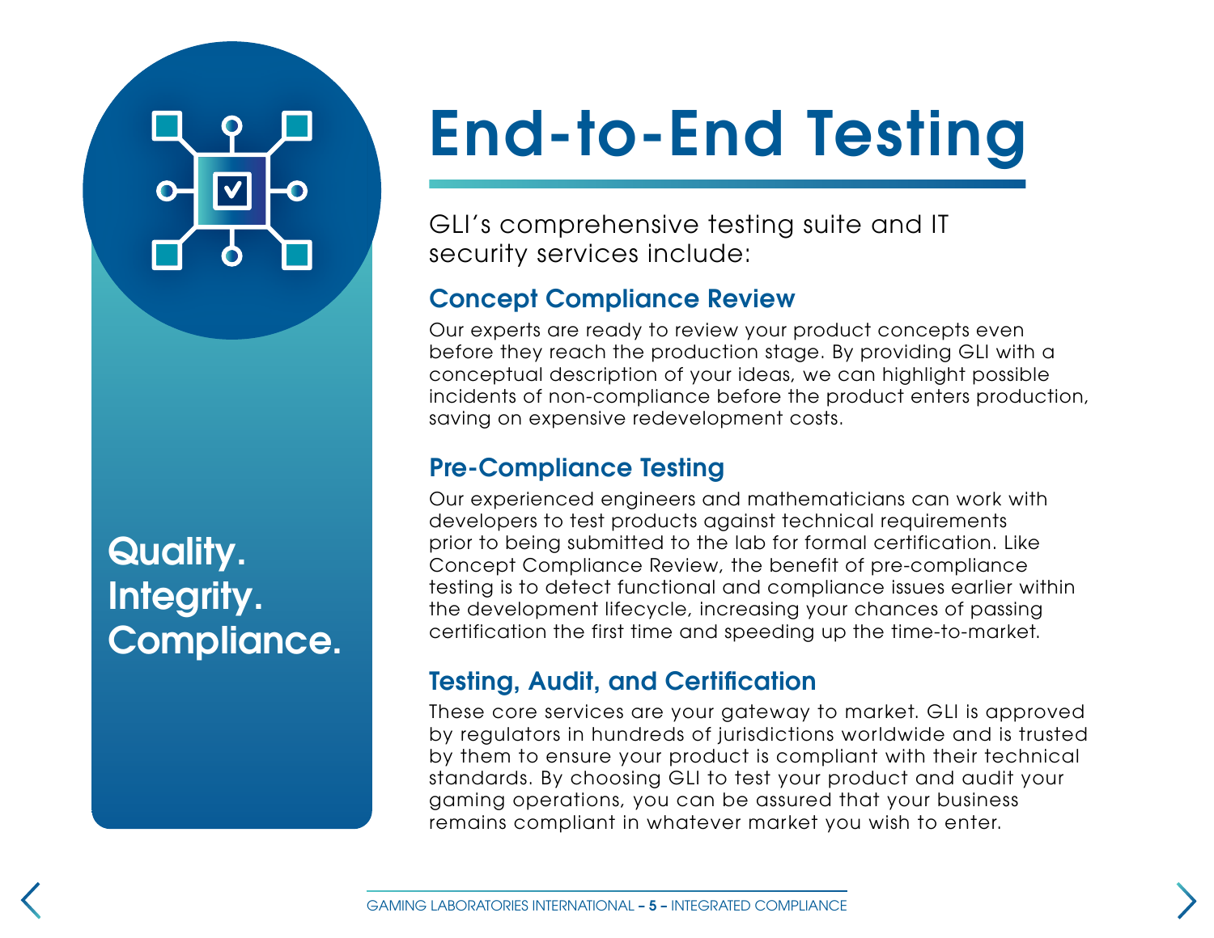Quality. Integrity. Compliance.

# End-to-End Testing

GLI's comprehensive testing suite and IT security services include:

## Concept Compliance Review

Our experts are ready to review your product concepts even before they reach the production stage. By providing GLI with a conceptual description of your ideas, we can highlight possible incidents of non-compliance before the product enters production, saving on expensive redevelopment costs.

## Pre-Compliance Testing

Our experienced engineers and mathematicians can work with developers to test products against technical requirements prior to being submitted to the lab for formal certification. Like Concept Compliance Review, the benefit of pre-compliance testing is to detect functional and compliance issues earlier within the development lifecycle, increasing your chances of passing certification the first time and speeding up the time-to-market.

## Testing, Audit, and Certification

These core services are your gateway to market. GLI is approved by regulators in hundreds of jurisdictions worldwide and is trusted by them to ensure your product is compliant with their technical standards. By choosing GLI to test your product and audit your gaming operations, you can be assured that your business remains compliant in whatever market you wish to enter.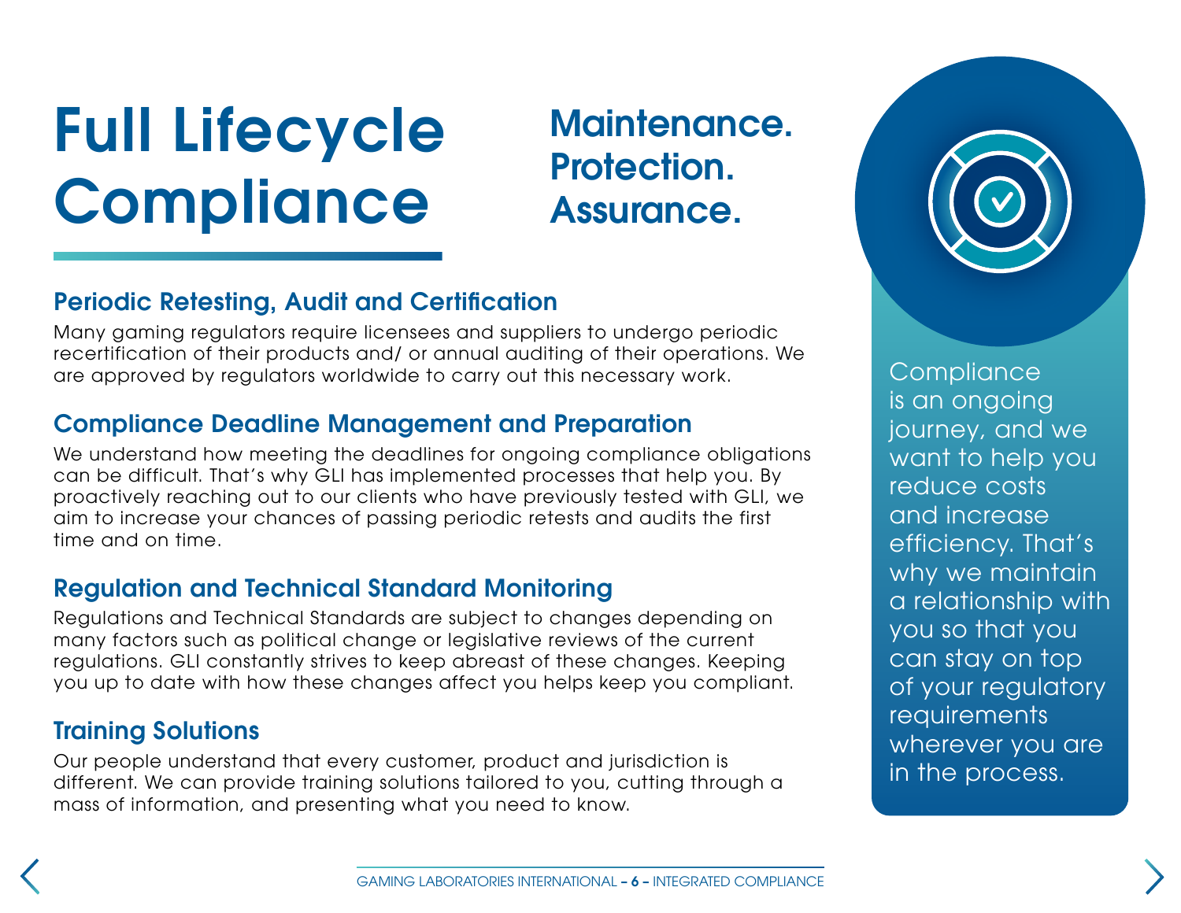# Full Lifecycle Compliance

## Maintenance. Protection. Assurance.

### Periodic Retesting, Audit and Certification

Many gaming regulators require licensees and suppliers to undergo periodic recertification of their products and/ or annual auditing of their operations. We are approved by regulators worldwide to carry out this necessary work.

### Compliance Deadline Management and Preparation

We understand how meeting the deadlines for ongoing compliance obligations can be difficult. That's why GLI has implemented processes that help you. By proactively reaching out to our clients who have previously tested with GLI, we aim to increase your chances of passing periodic retests and audits the first time and on time.

### Regulation and Technical Standard Monitoring

Regulations and Technical Standards are subject to changes depending on many factors such as political change or legislative reviews of the current regulations. GLI constantly strives to keep abreast of these changes. Keeping you up to date with how these changes affect you helps keep you compliant.

### Training Solutions

Our people understand that every customer, product and jurisdiction is different. We can provide training solutions tailored to you, cutting through a mass of information, and presenting what you need to know.

Compliance is an ongoing journey, and we want to help you reduce costs and increase efficiency. That's why we maintain a relationship with you so that you can stay on top of your regulatory requirements wherever you are in the process.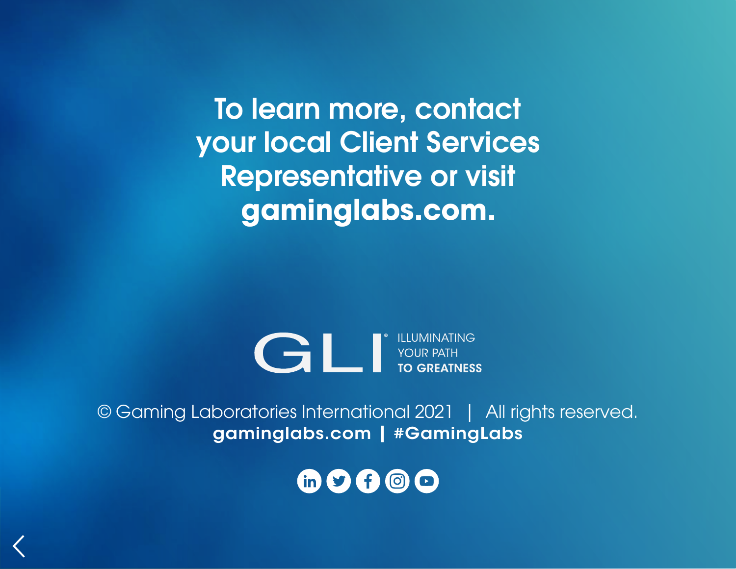**To learn more, contact your local Client Services Representative or visit gaminglabs.com.**

GLI® ILLUMINATING YOUR PATH **TO GREATNESS**

© Gaming Laboratories International 2021 | All rights reserved.

**gaminglabs.com | #GamingLabs**